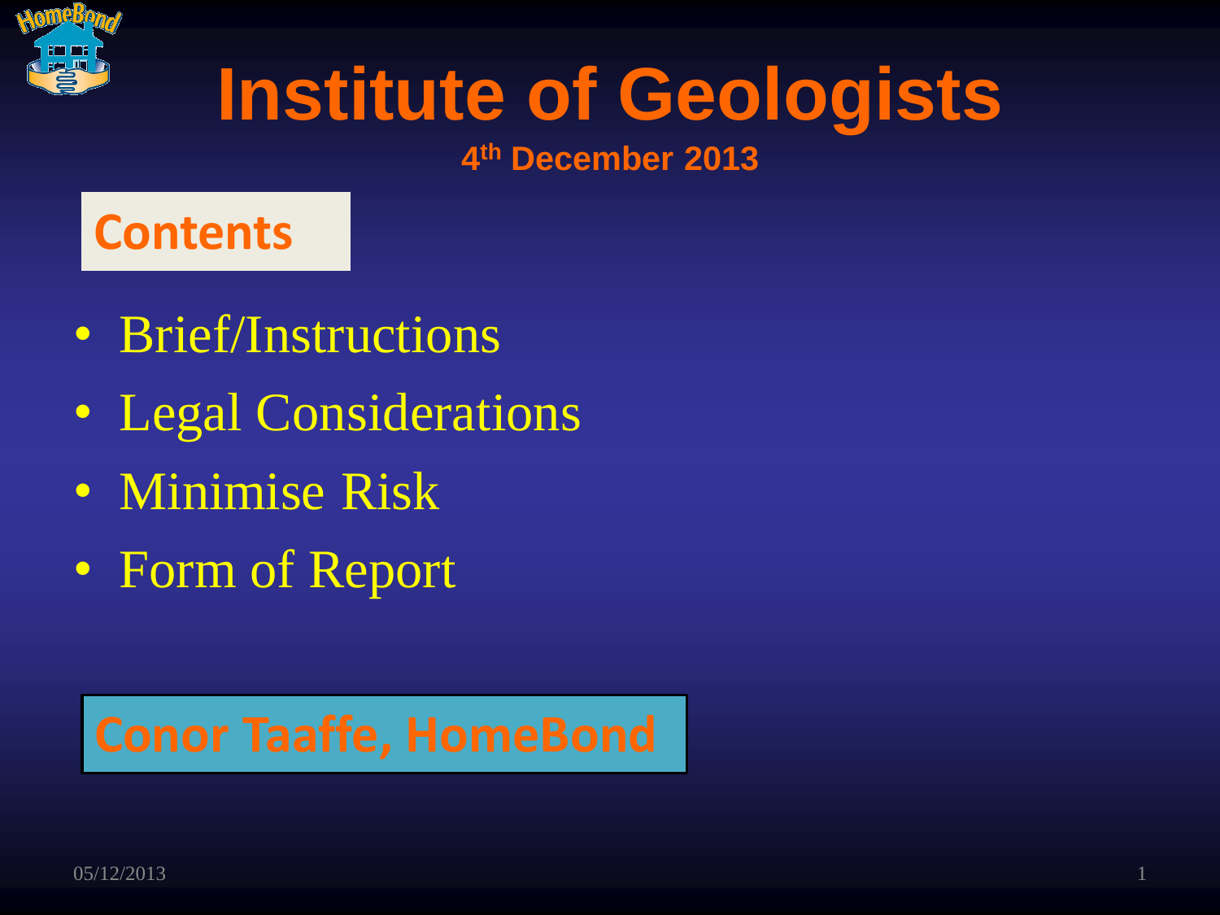# Institute of Geologists

**4th December 2013**

## Contents

- Brief/Instructions
- Legal Considerations
- Minimise Risk
- Form of Report

**Conor Taaffe, HomeBond**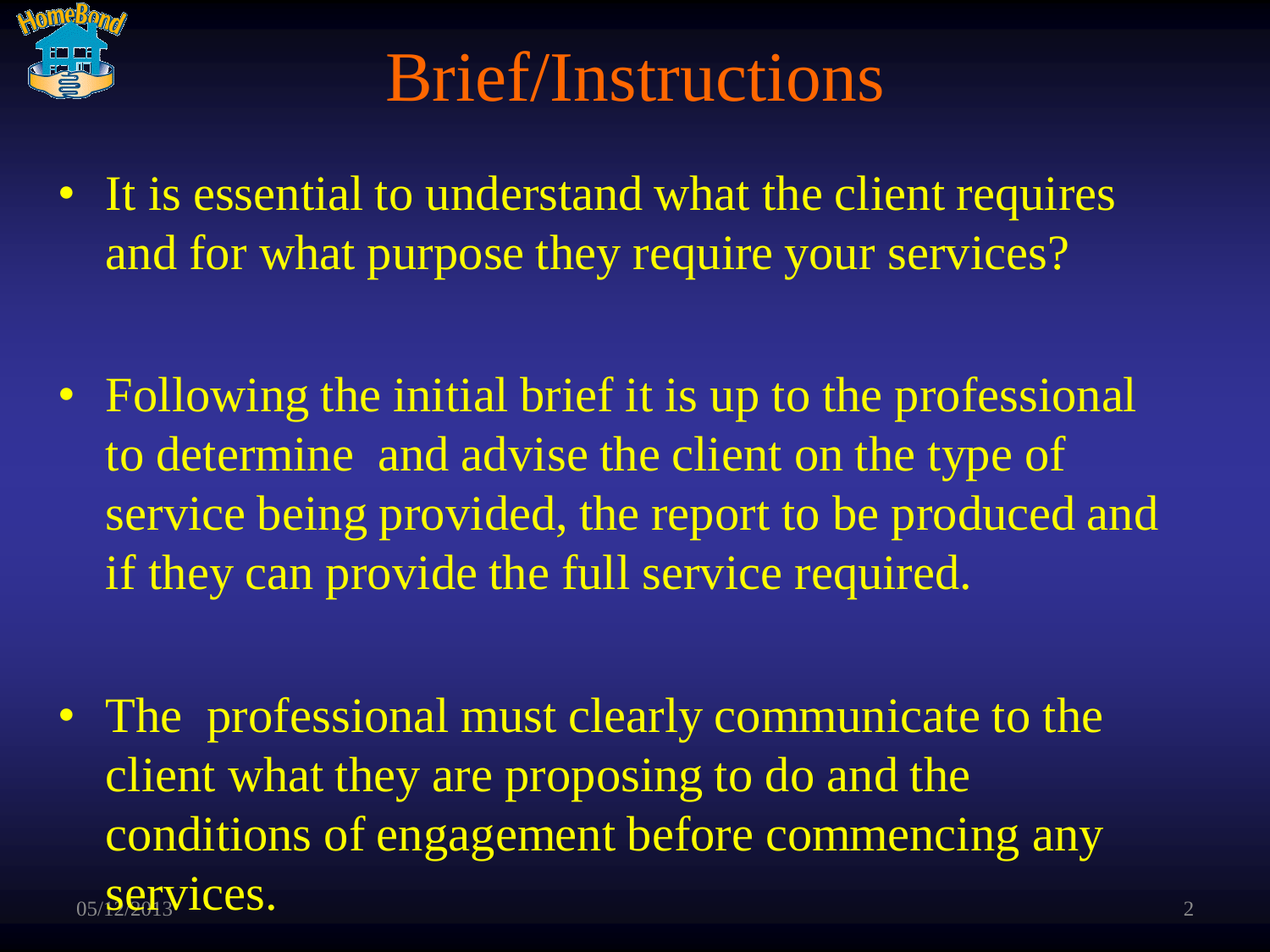# Brief/Instructions

- It is essential to understand what the client requires and for what purpose they require your services?

- Following the initial brief it is up to the professional to determine and advise the client on the type of service being provided, the report to be produced and if they can provide the full service required.

- The professional must clearly communicate to the client what they are proposing to do and the conditions of engagement before commencing any services.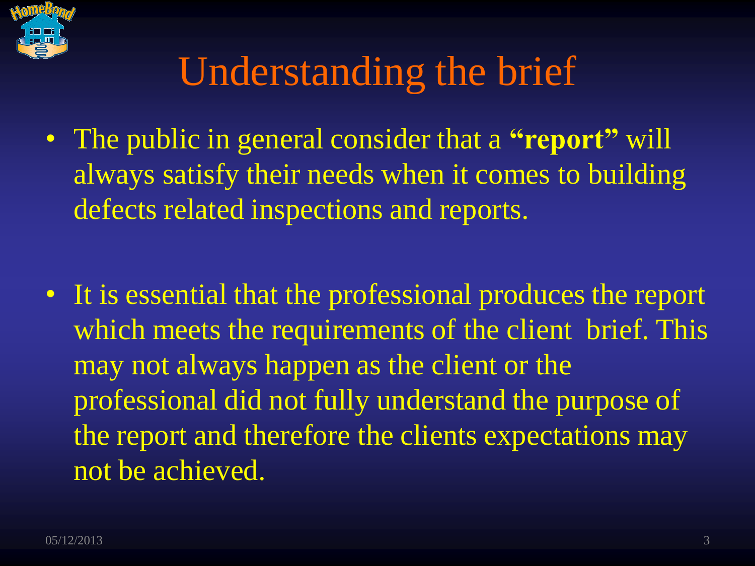# Understanding the brief

- The public in general consider that a **"report"** will always satisfy their needs when it comes to building defects related inspections and reports.

- It is essential that the professional produces the report which meets the requirements of the client brief. This may not always happen as the client or the professional did not fully understand the purpose of the report and therefore the clients expectations may not be achieved.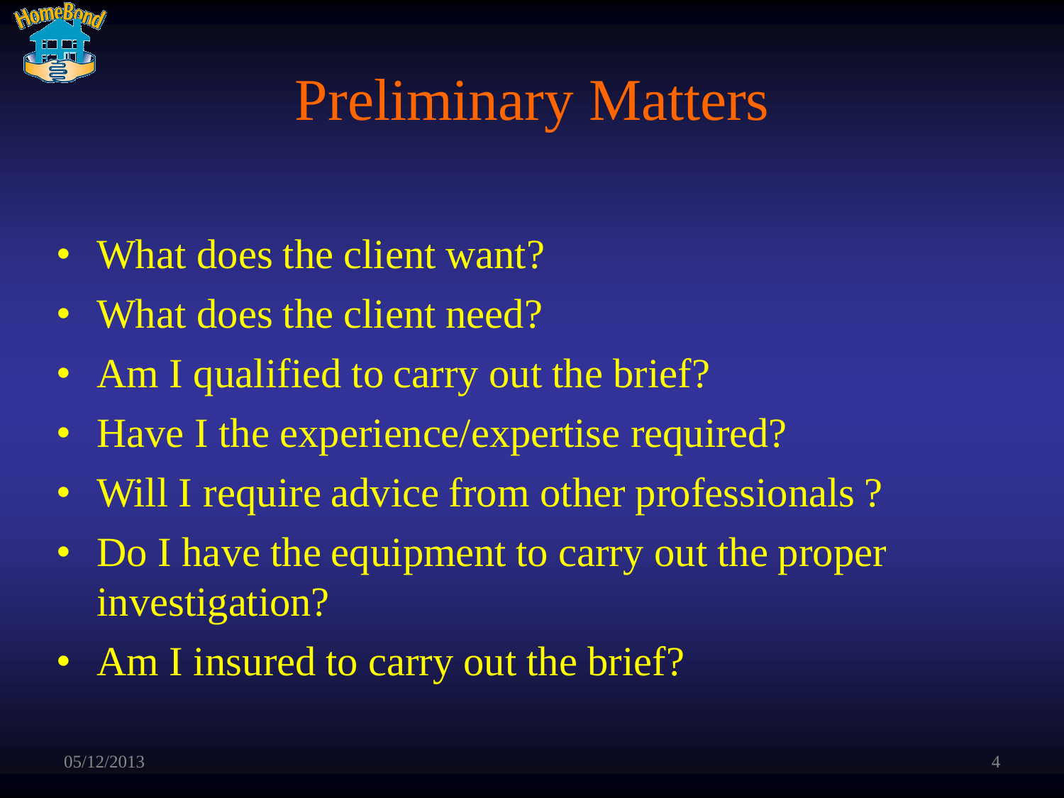# Preliminary Matters

- What does the client want?
- What does the client need?
- Am I qualified to carry out the brief?
- Have I the experience/expertise required?
- Will I require advice from other professionals ?
- Do I have the equipment to carry out the proper investigation?
- Am I insured to carry out the brief?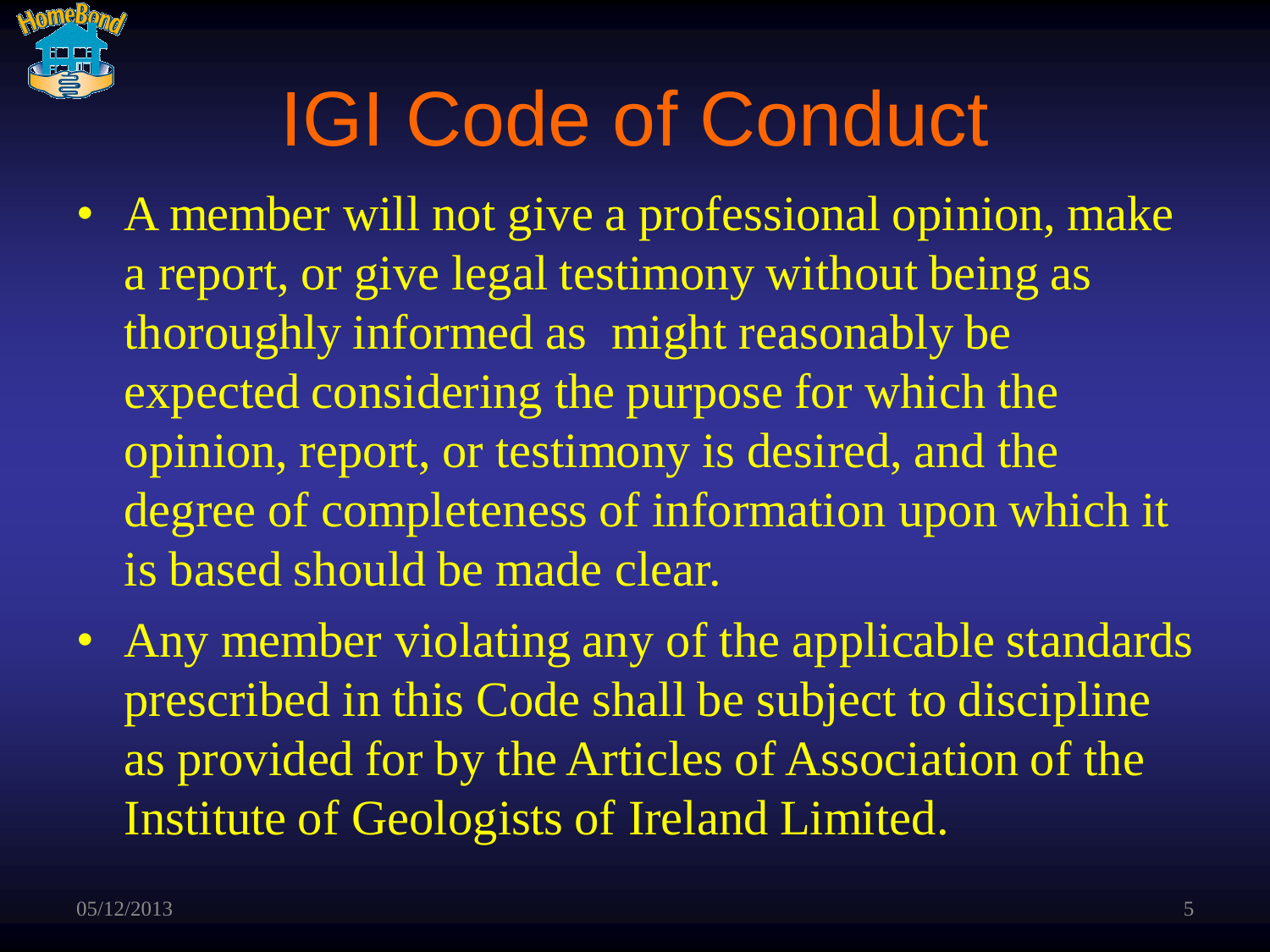# IGI Code of Conduct

- A member will not give a professional opinion, make a report, or give legal testimony without being as thoroughly informed as might reasonably be expected considering the purpose for which the opinion, report, or testimony is desired, and the degree of completeness of information upon which it is based should be made clear.
- Any member violating any of the applicable standards prescribed in this Code shall be subject to discipline as provided for by the Articles of Association of the Institute of Geologists of Ireland Limited.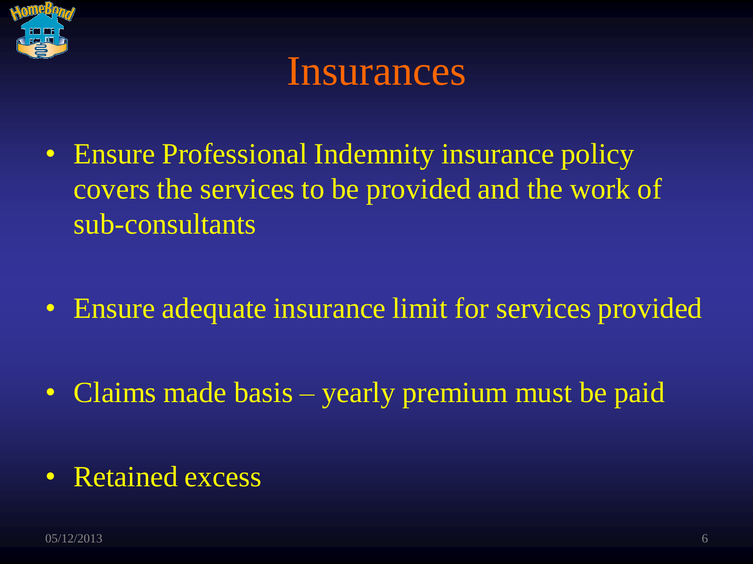# Insurances

- Ensure Professional Indemnity insurance policy covers the services to be provided and the work of sub-consultants
- Ensure adequate insurance limit for services provided
- Claims made basis – yearly premium must be paid
- Retained excess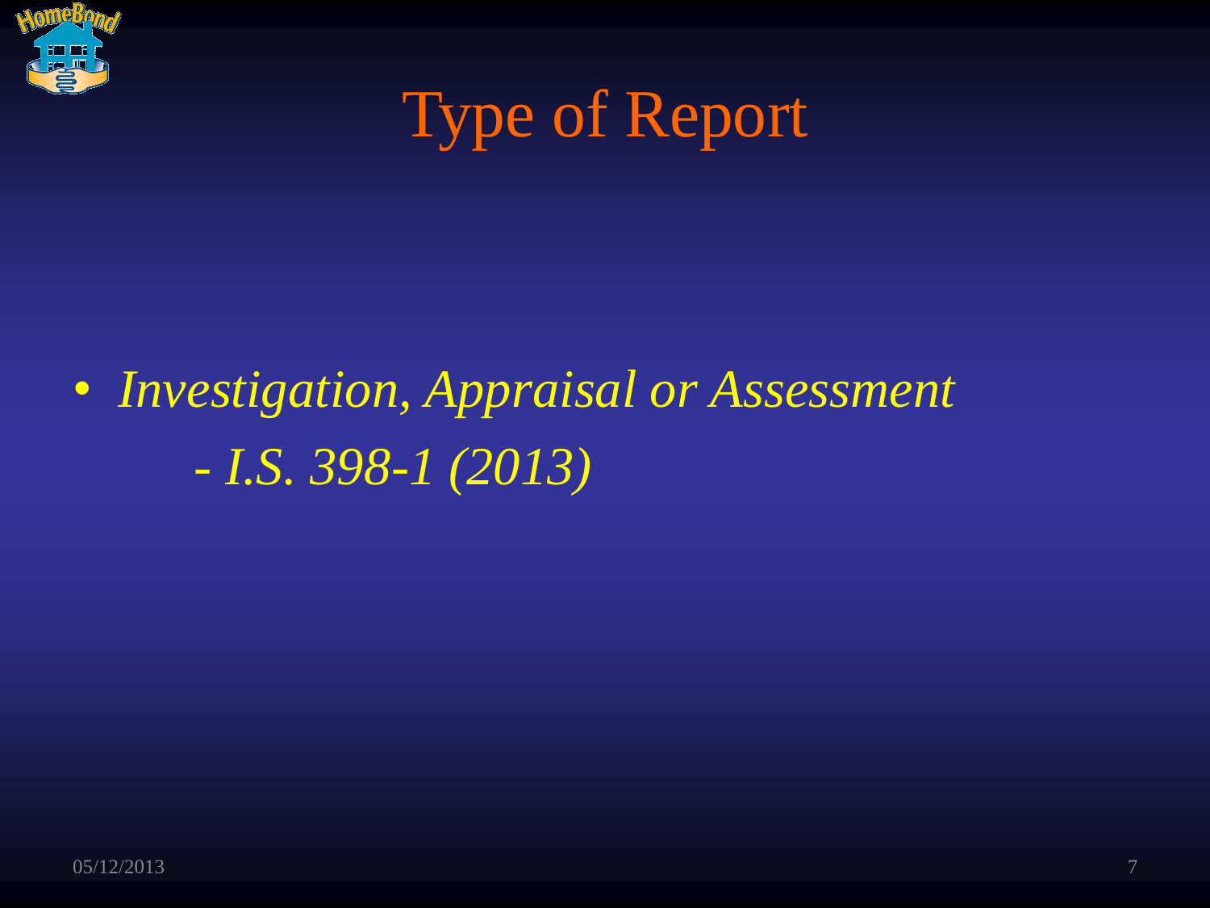# Type of Report

- *Investigation, Appraisal or Assessment*
  - *I.S. 398-1 (2013)*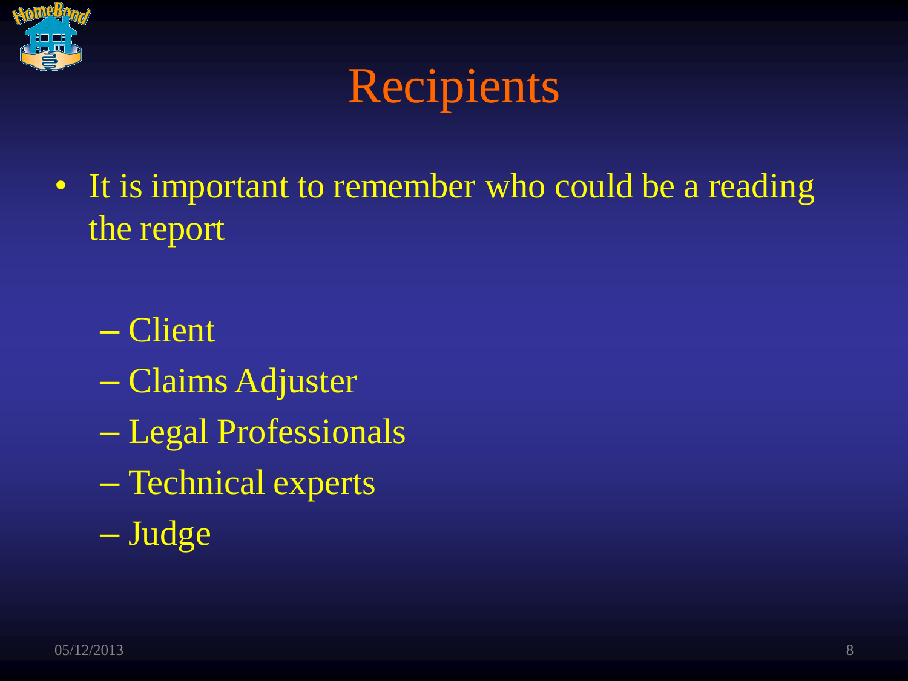# Recipients

- It is important to remember who could be a reading the report
  - Client
  - Claims Adjuster
  - Legal Professionals
  - Technical experts
  - Judge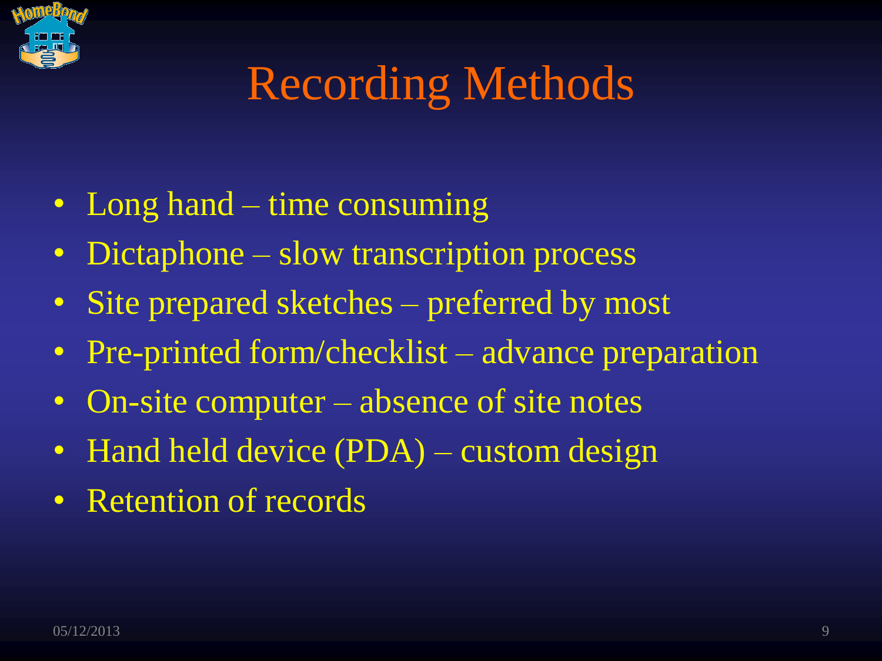# Recording Methods

- Long hand – time consuming
- Dictaphone – slow transcription process
- Site prepared sketches – preferred by most
- Pre-printed form/checklist – advance preparation
- On-site computer – absence of site notes
- Hand held device (PDA) – custom design
- Retention of records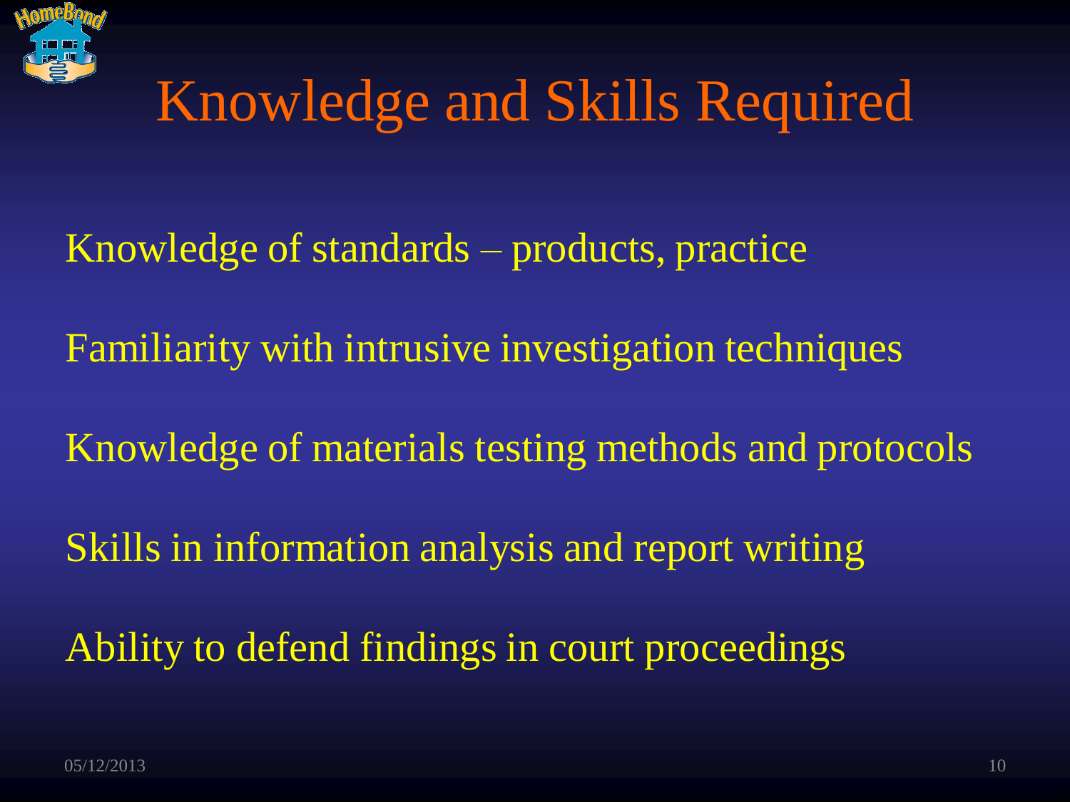# Knowledge and Skills Required

Knowledge of standards – products, practice

Familiarity with intrusive investigation techniques

Knowledge of materials testing methods and protocols

Skills in information analysis and report writing

Ability to defend findings in court proceedings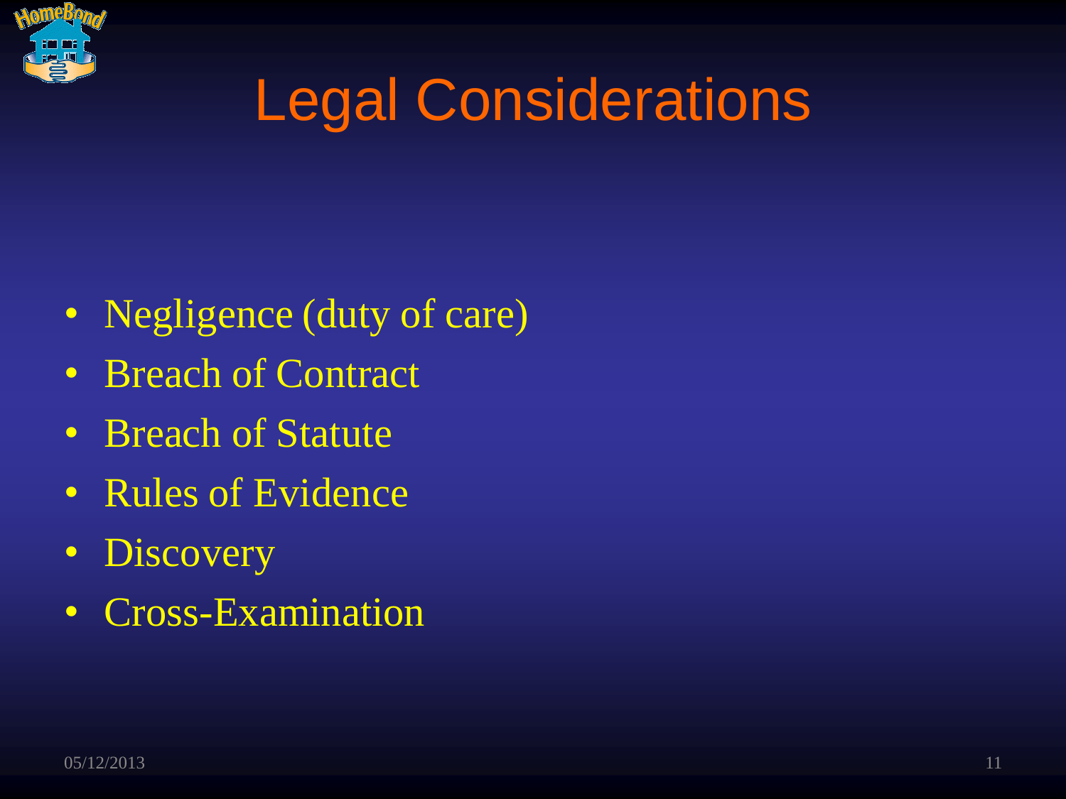# Legal Considerations

- Negligence (duty of care)
- Breach of Contract
- Breach of Statute
- Rules of Evidence
- Discovery
- Cross-Examination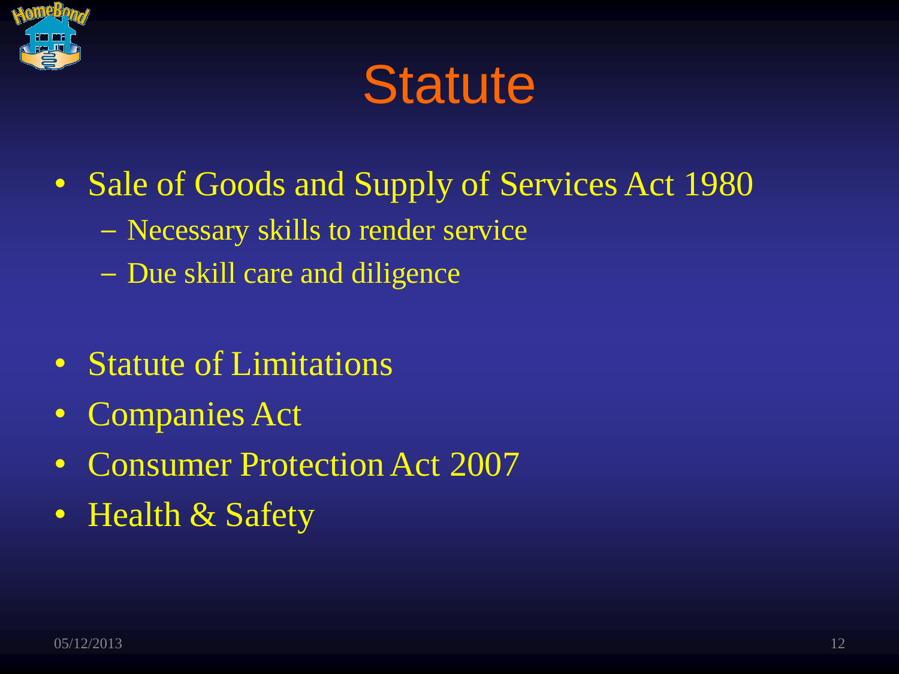# Statute

- Sale of Goods and Supply of Services Act 1980
  - Necessary skills to render service
  - Due skill care and diligence

- Statute of Limitations
- Companies Act
- Consumer Protection Act 2007
- Health & Safety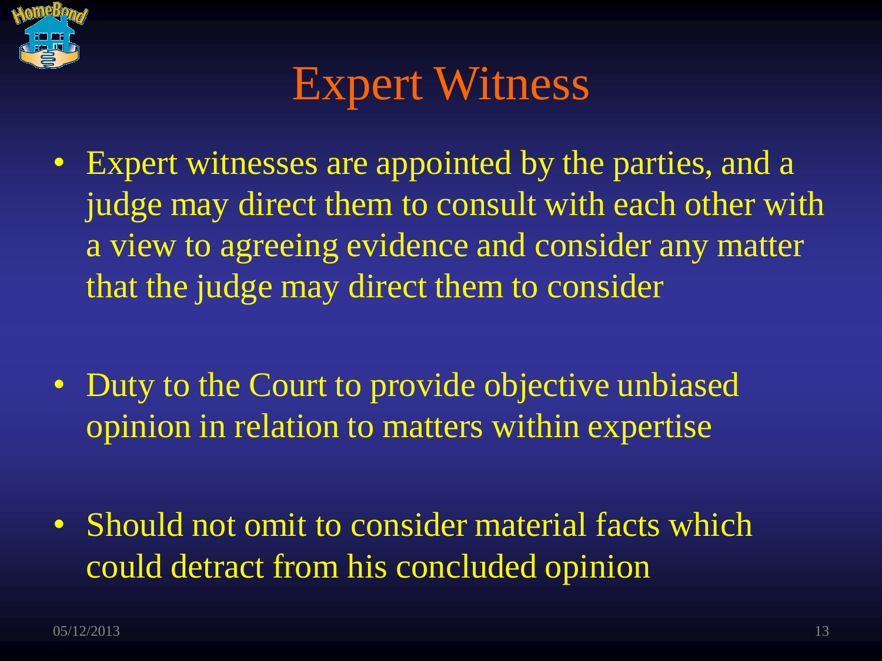# Expert Witness

- Expert witnesses are appointed by the parties, and a judge may direct them to consult with each other with a view to agreeing evidence and consider any matter that the judge may direct them to consider

- Duty to the Court to provide objective unbiased opinion in relation to matters within expertise

- Should not omit to consider material facts which could detract from his concluded opinion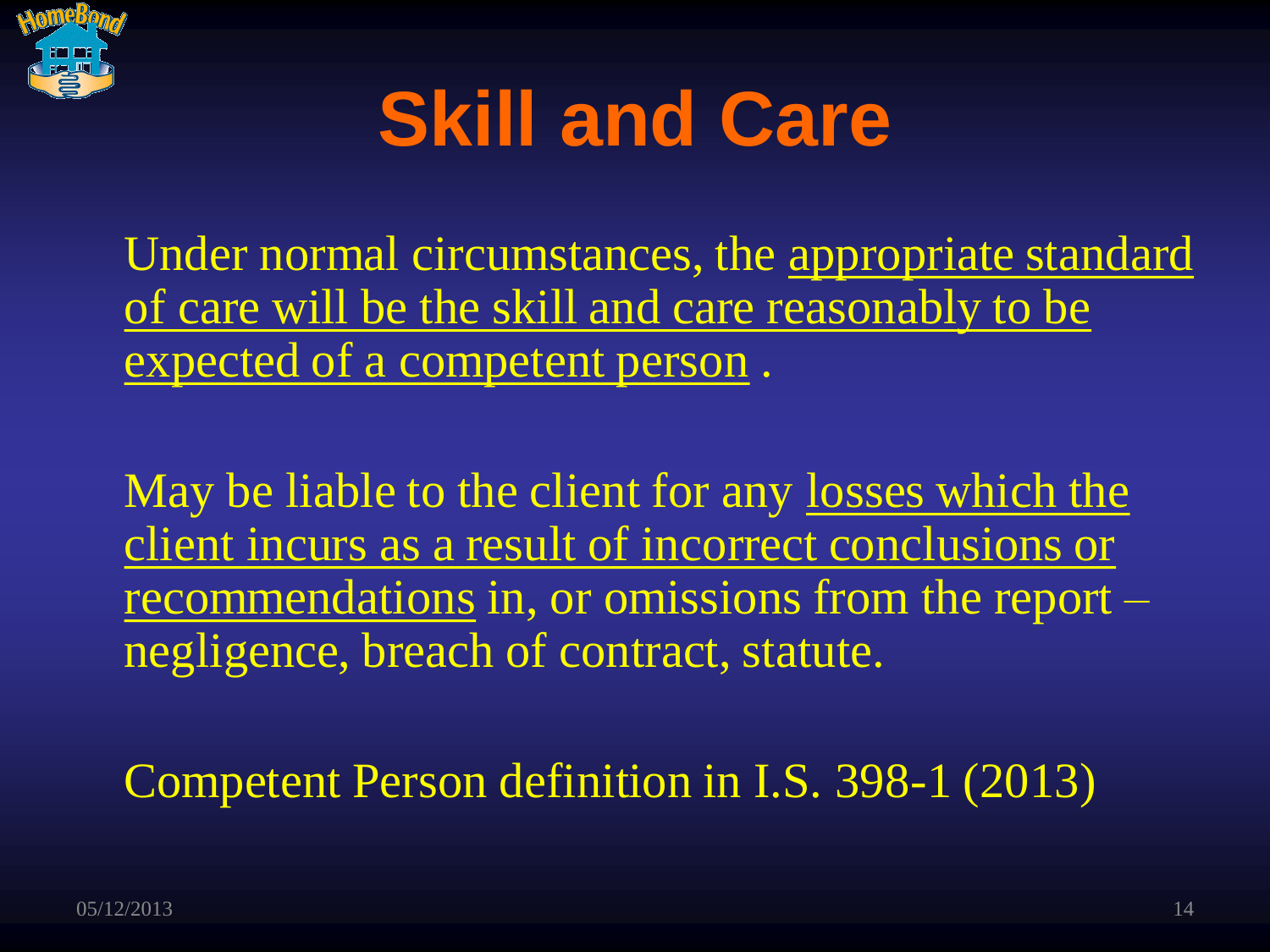# Skill and Care

Under normal circumstances, the appropriate standard of care will be the skill and care reasonably to be expected of a competent person .

May be liable to the client for any losses which the client incurs as a result of incorrect conclusions or recommendations in, or omissions from the report – negligence, breach of contract, statute.

Competent Person definition in I.S. 398-1 (2013)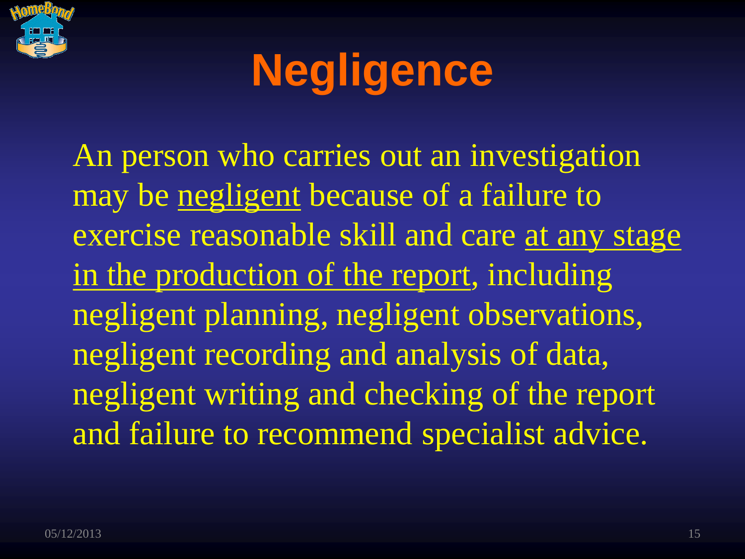# Negligence

An person who carries out an investigation may be <u>negligent</u> because of a failure to exercise reasonable skill and care <u>at any stage in the production of the report</u>, including negligent planning, negligent observations, negligent recording and analysis of data, negligent writing and checking of the report and failure to recommend specialist advice.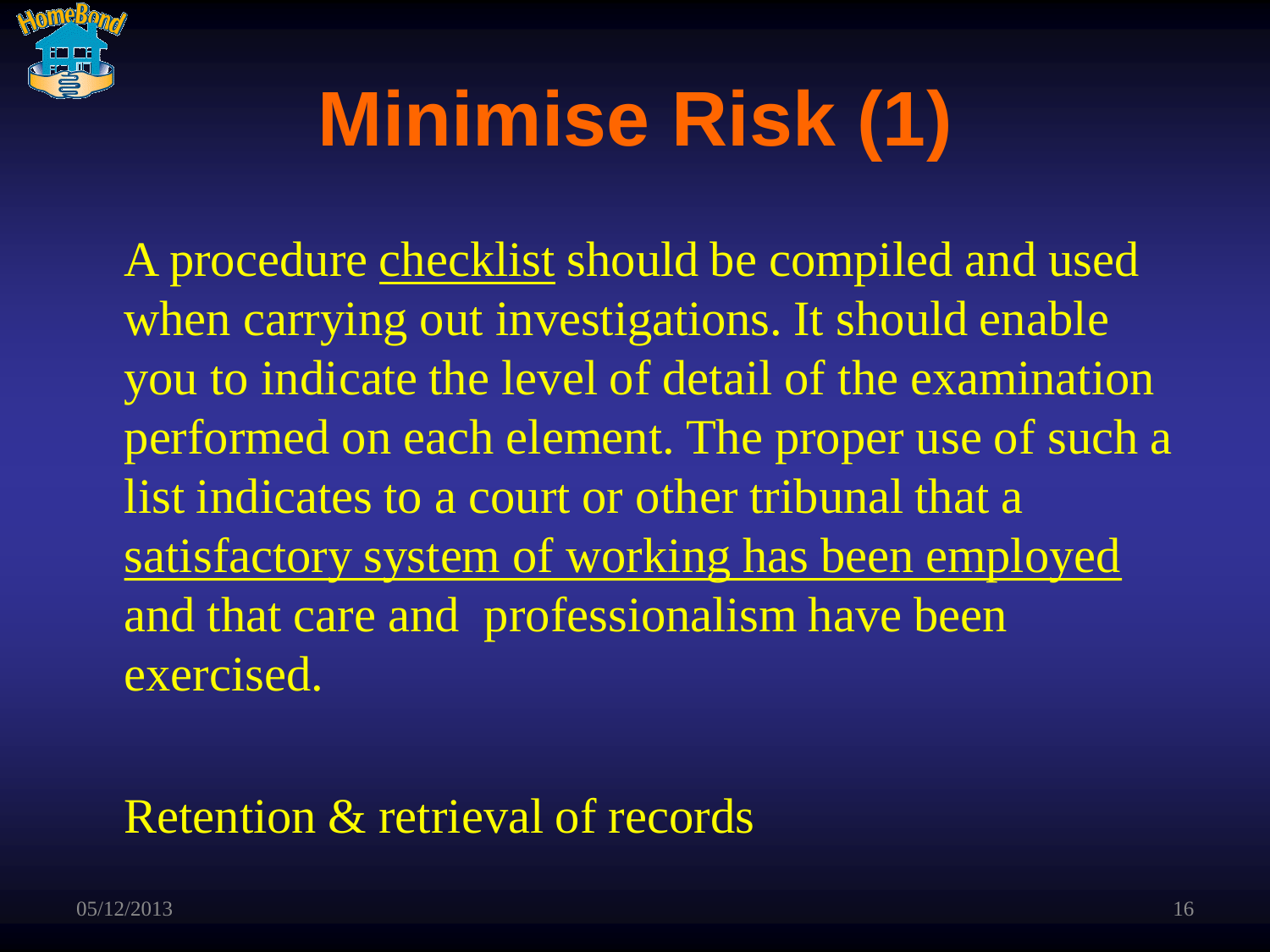# Minimise Risk (1)

A procedure <u>checklist</u> should be compiled and used when carrying out investigations. It should enable you to indicate the level of detail of the examination performed on each element. The proper use of such a list indicates to a court or other tribunal that a <u>satisfactory system of working has been employed</u> and that care and professionalism have been exercised.

Retention & retrieval of records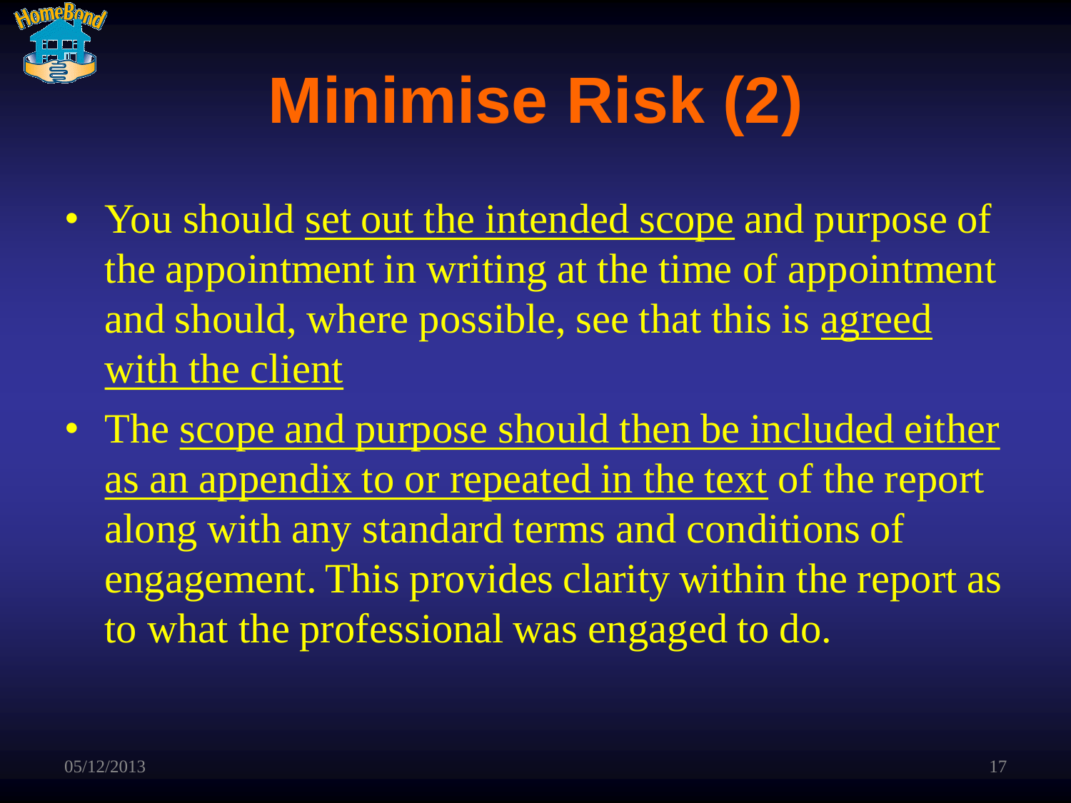# Minimise Risk (2)

- You should <u>set out the intended scope</u> and purpose of the appointment in writing at the time of appointment and should, where possible, see that this is <u>agreed with the client</u>
- The <u>scope and purpose should then be included either as an appendix to or repeated in the text</u> of the report along with any standard terms and conditions of engagement. This provides clarity within the report as to what the professional was engaged to do.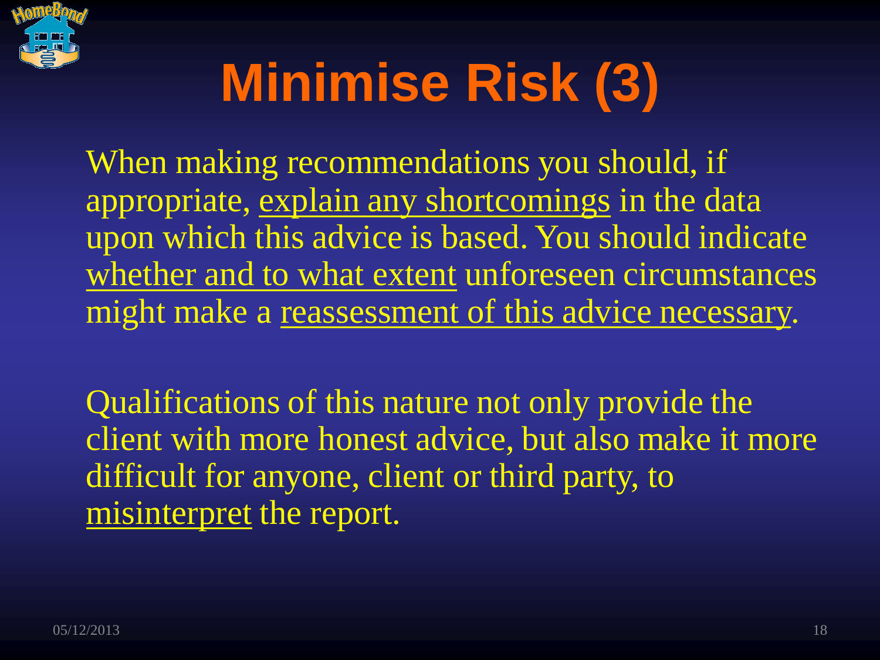# Minimise Risk (3)

When making recommendations you should, if appropriate, explain any shortcomings in the data upon which this advice is based. You should indicate whether and to what extent unforeseen circumstances might make a reassessment of this advice necessary.

Qualifications of this nature not only provide the client with more honest advice, but also make it more difficult for anyone, client or third party, to misinterpret the report.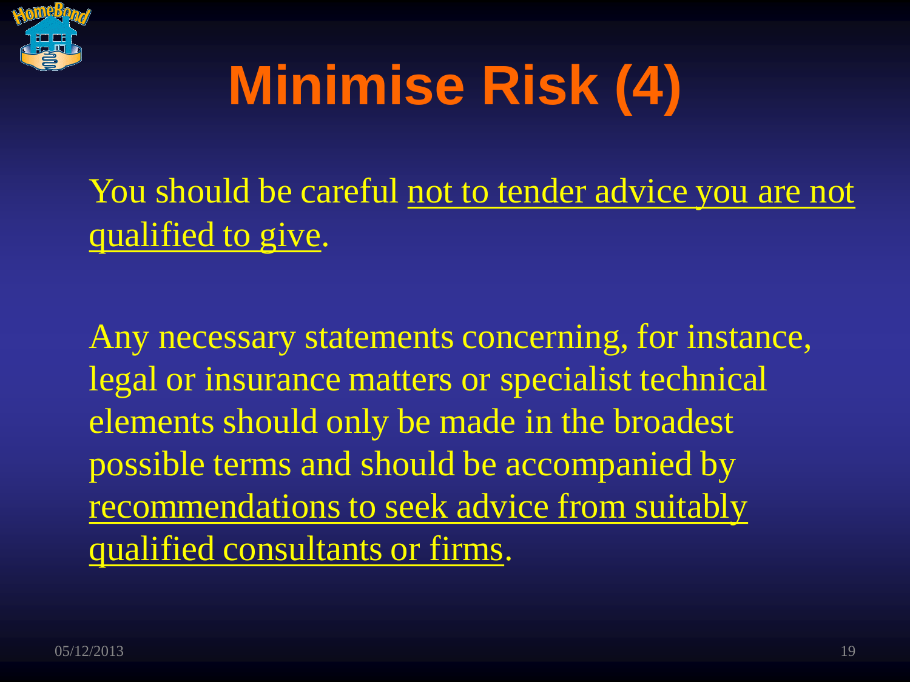# Minimise Risk (4)

You should be careful not to tender advice you are not qualified to give.

Any necessary statements concerning, for instance, legal or insurance matters or specialist technical elements should only be made in the broadest possible terms and should be accompanied by recommendations to seek advice from suitably qualified consultants or firms.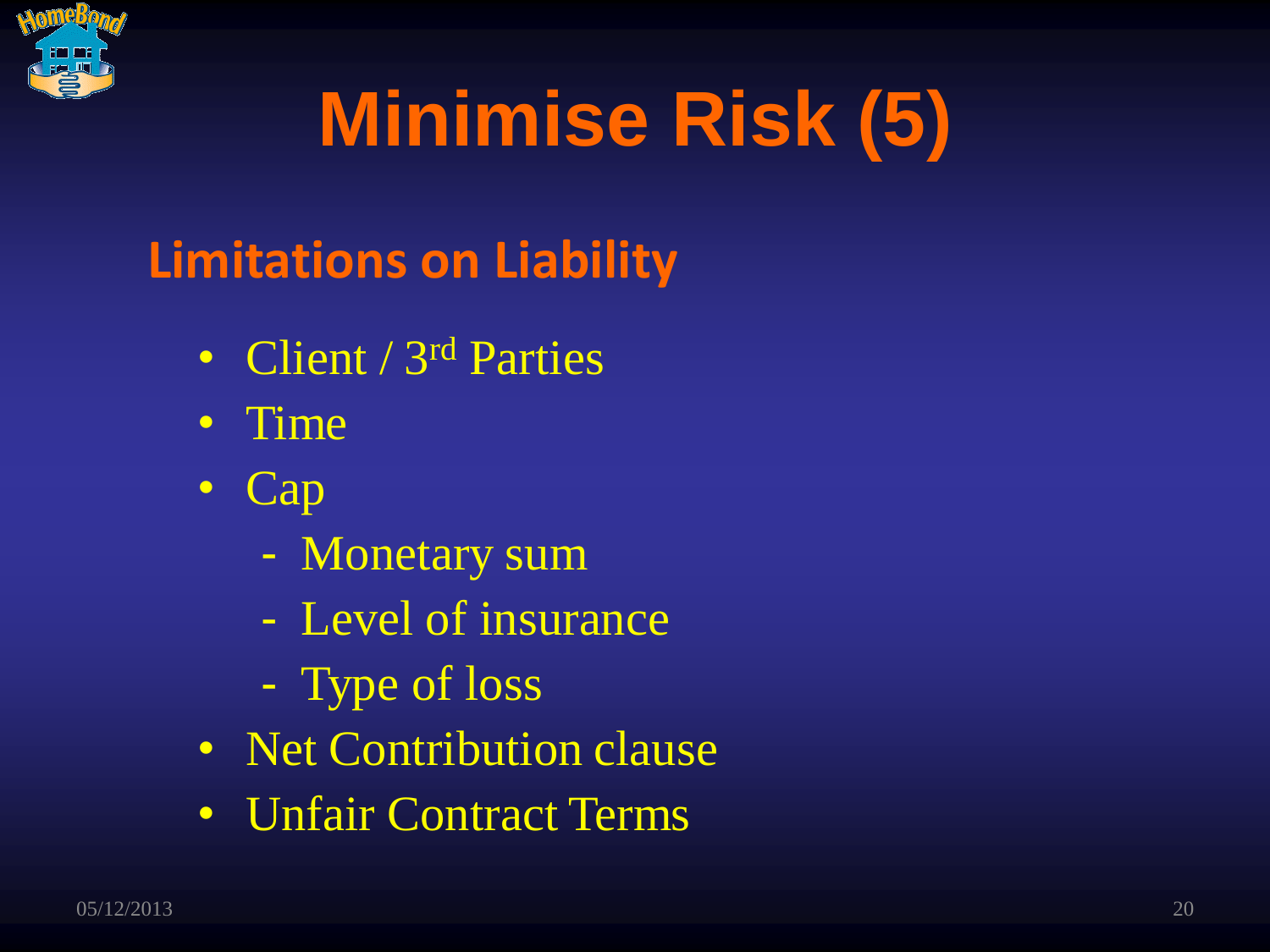# Minimise Risk (5)

## Limitations on Liability

- Client / 3rd Parties
- Time
- Cap
  - Monetary sum
  - Level of insurance
  - Type of loss
- Net Contribution clause
- Unfair Contract Terms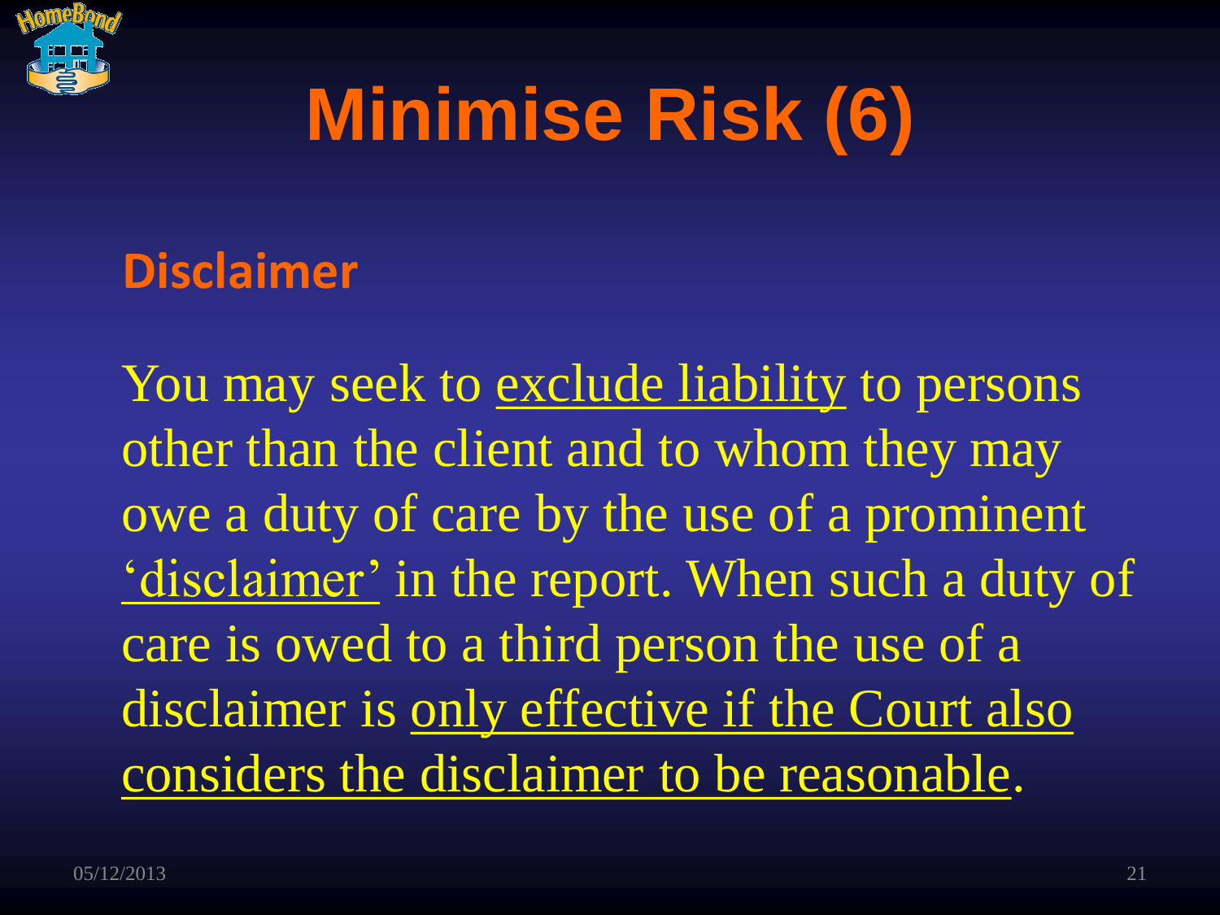# Minimise Risk (6)

## Disclaimer

You may seek to <u>exclude liability</u> to persons other than the client and to whom they may owe a duty of care by the use of a prominent <u>'disclaimer'</u> in the report. When such a duty of care is owed to a third person the use of a disclaimer is <u>only effective if the Court also considers the disclaimer to be reasonable</u>.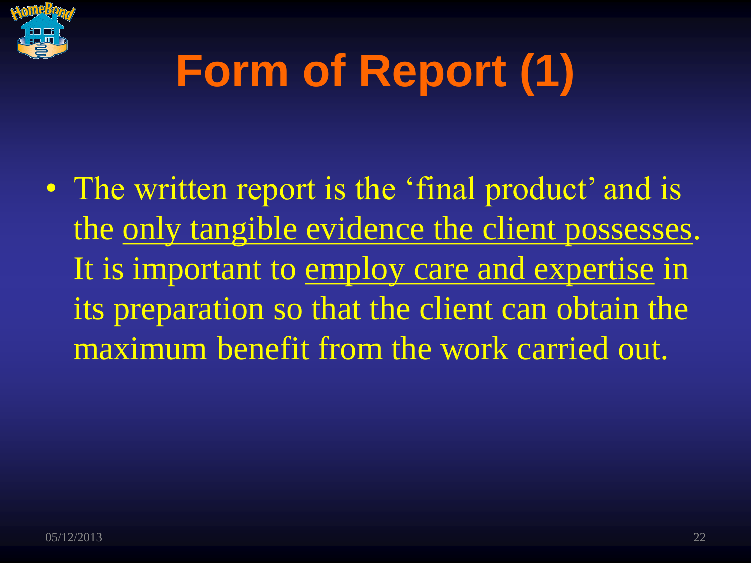# Form of Report (1)

- The written report is the 'final product' and is the <u>only tangible evidence the client possesses</u>. It is important to <u>employ care and expertise</u> in its preparation so that the client can obtain the maximum benefit from the work carried out.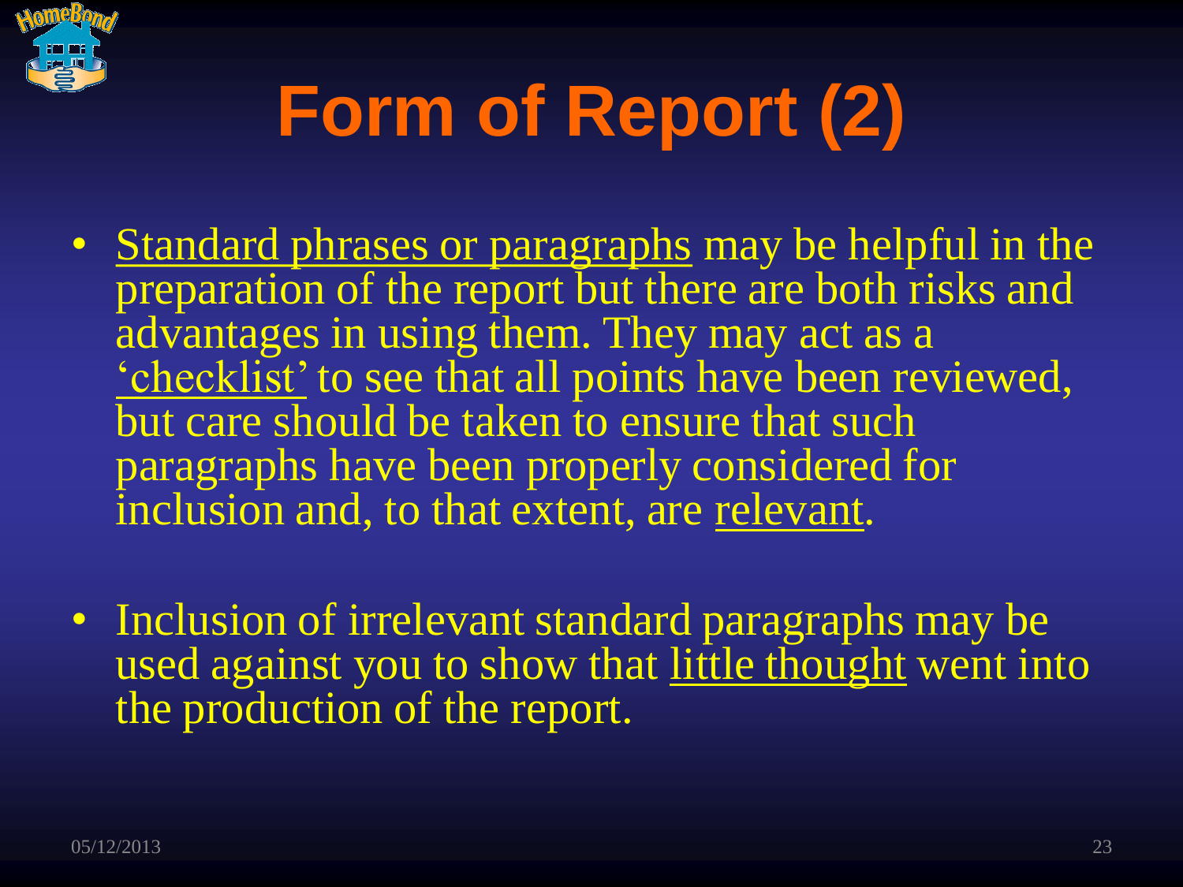# Form of Report (2)

- Standard phrases or paragraphs may be helpful in the preparation of the report but there are both risks and advantages in using them. They may act as a 'checklist' to see that all points have been reviewed, but care should be taken to ensure that such paragraphs have been properly considered for inclusion and, to that extent, are relevant.

- Inclusion of irrelevant standard paragraphs may be used against you to show that little thought went into the production of the report.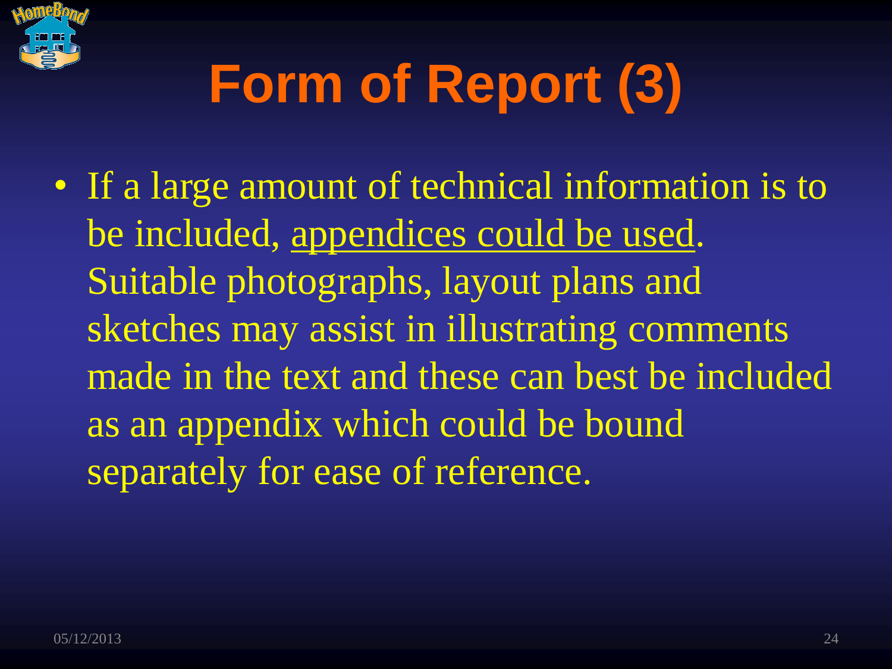# Form of Report (3)

- If a large amount of technical information is to be included, <u>appendices could be used</u>. Suitable photographs, layout plans and sketches may assist in illustrating comments made in the text and these can best be included as an appendix which could be bound separately for ease of reference.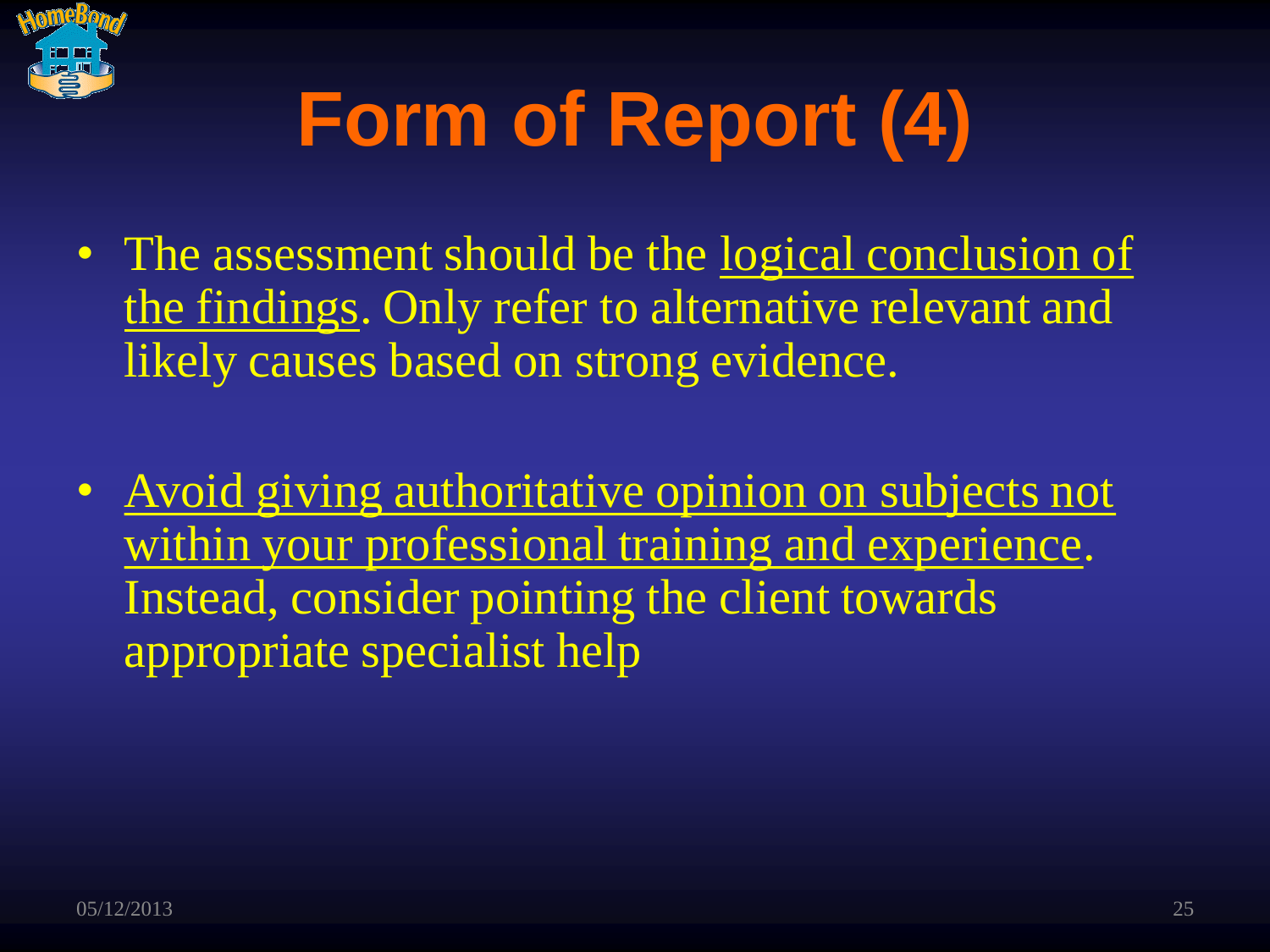# Form of Report (4)

- The assessment should be the logical conclusion of the findings. Only refer to alternative relevant and likely causes based on strong evidence.

- Avoid giving authoritative opinion on subjects not within your professional training and experience. Instead, consider pointing the client towards appropriate specialist help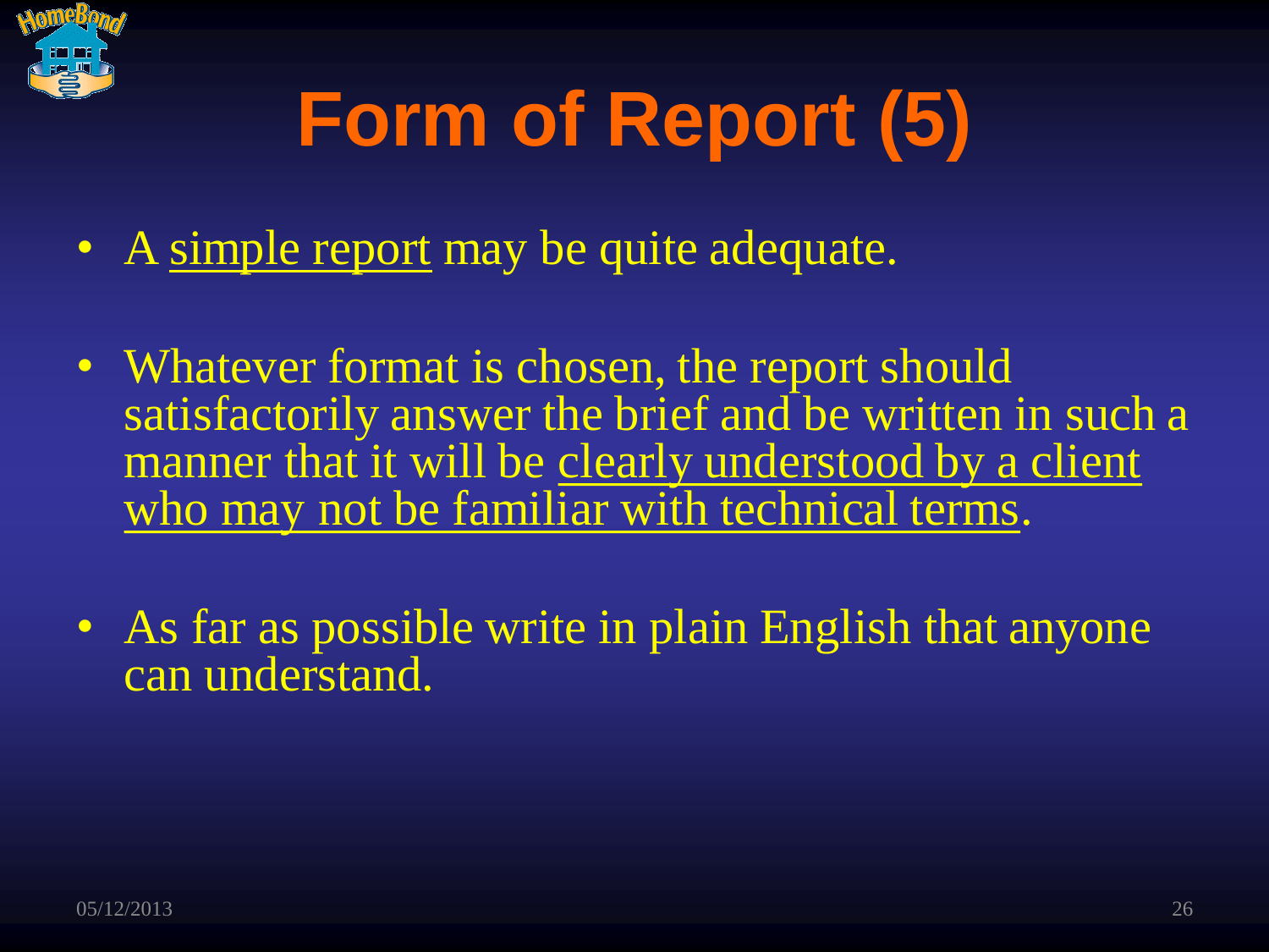# Form of Report (5)

- A <u>simple report</u> may be quite adequate.
- Whatever format is chosen, the report should satisfactorily answer the brief and be written in such a manner that it will be <u>clearly understood by a client who may not be familiar with technical terms</u>.
- As far as possible write in plain English that anyone can understand.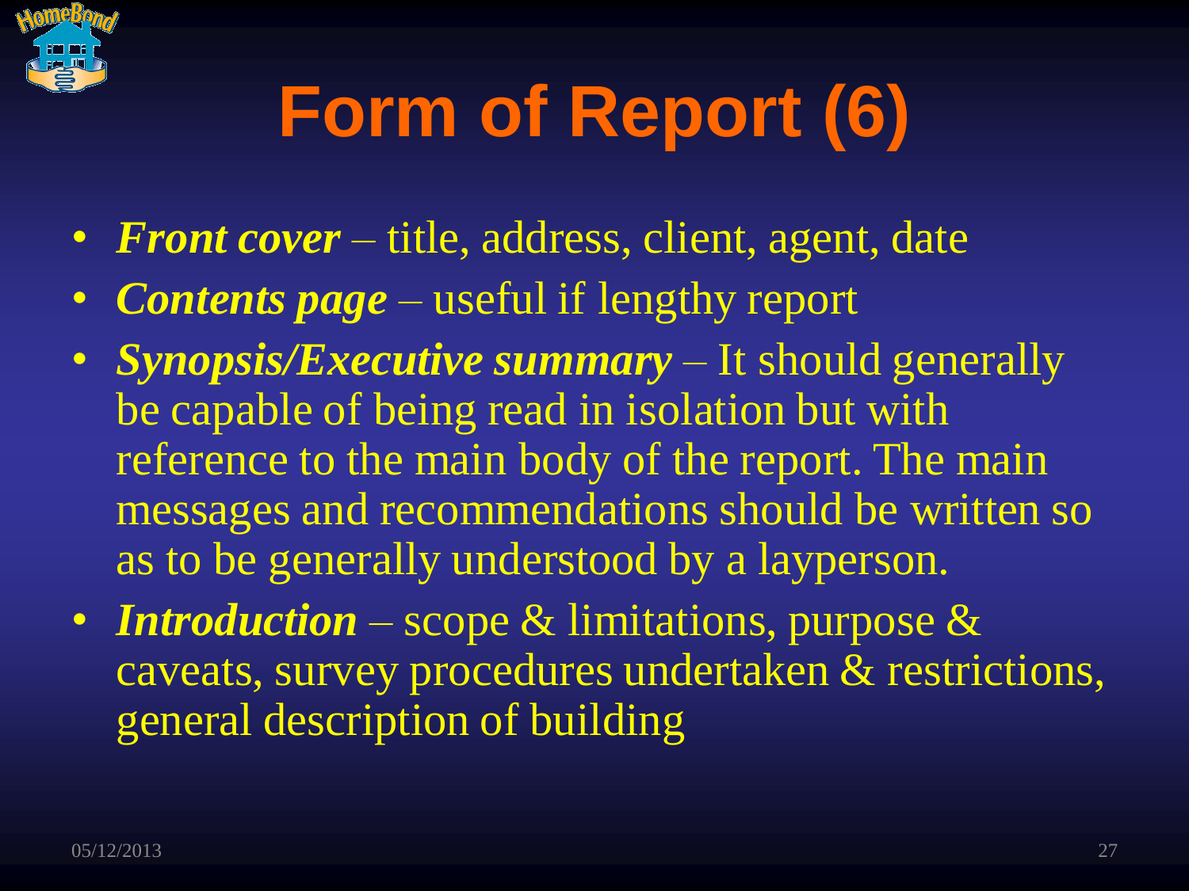# Form of Report (6)

- ***Front cover*** – title, address, client, agent, date
- ***Contents page*** – useful if lengthy report
- ***Synopsis/Executive summary*** – It should generally be capable of being read in isolation but with reference to the main body of the report. The main messages and recommendations should be written so as to be generally understood by a layperson.
- ***Introduction*** – scope & limitations, purpose & caveats, survey procedures undertaken & restrictions, general description of building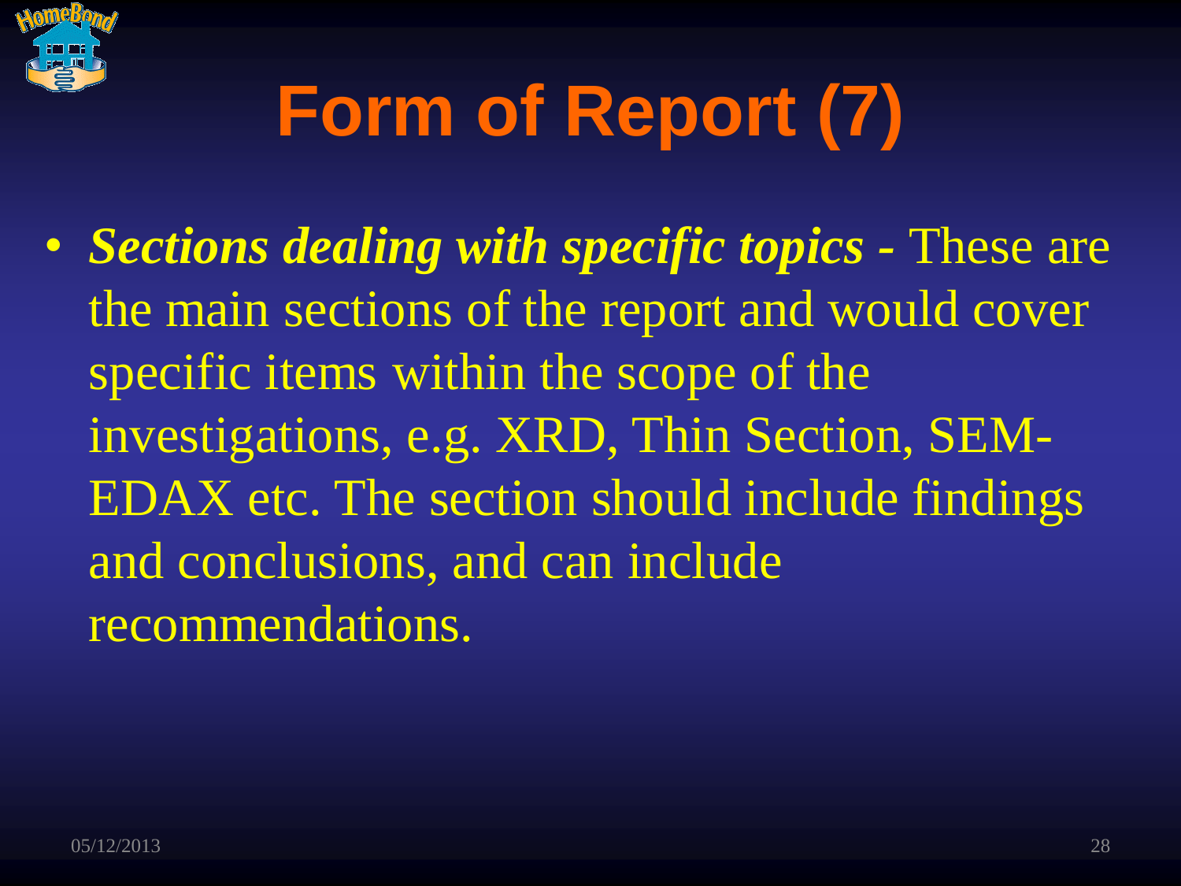# Form of Report (7)

- ***Sections dealing with specific topics -*** These are the main sections of the report and would cover specific items within the scope of the investigations, e.g. XRD, Thin Section, SEM-EDAX etc. The section should include findings and conclusions, and can include recommendations.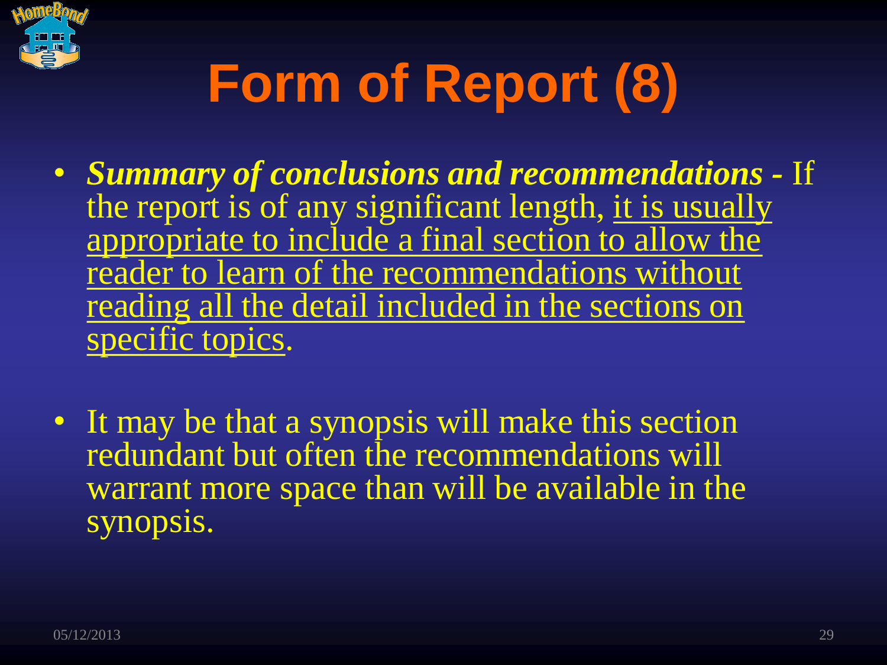# Form of Report (8)

- ***Summary of conclusions and recommendations -*** If the report is of any significant length, <u>it is usually appropriate to include a final section to allow the reader to learn of the recommendations without reading all the detail included in the sections on specific topics</u>.

- It may be that a synopsis will make this section redundant but often the recommendations will warrant more space than will be available in the synopsis.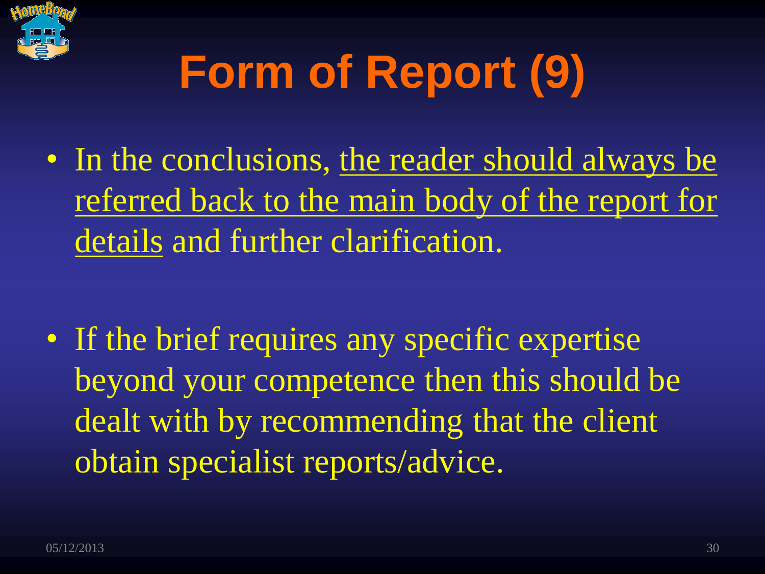# Form of Report (9)

- In the conclusions, <u>the reader should always be referred back to the main body of the report for details</u> and further clarification.

- If the brief requires any specific expertise beyond your competence then this should be dealt with by recommending that the client obtain specialist reports/advice.